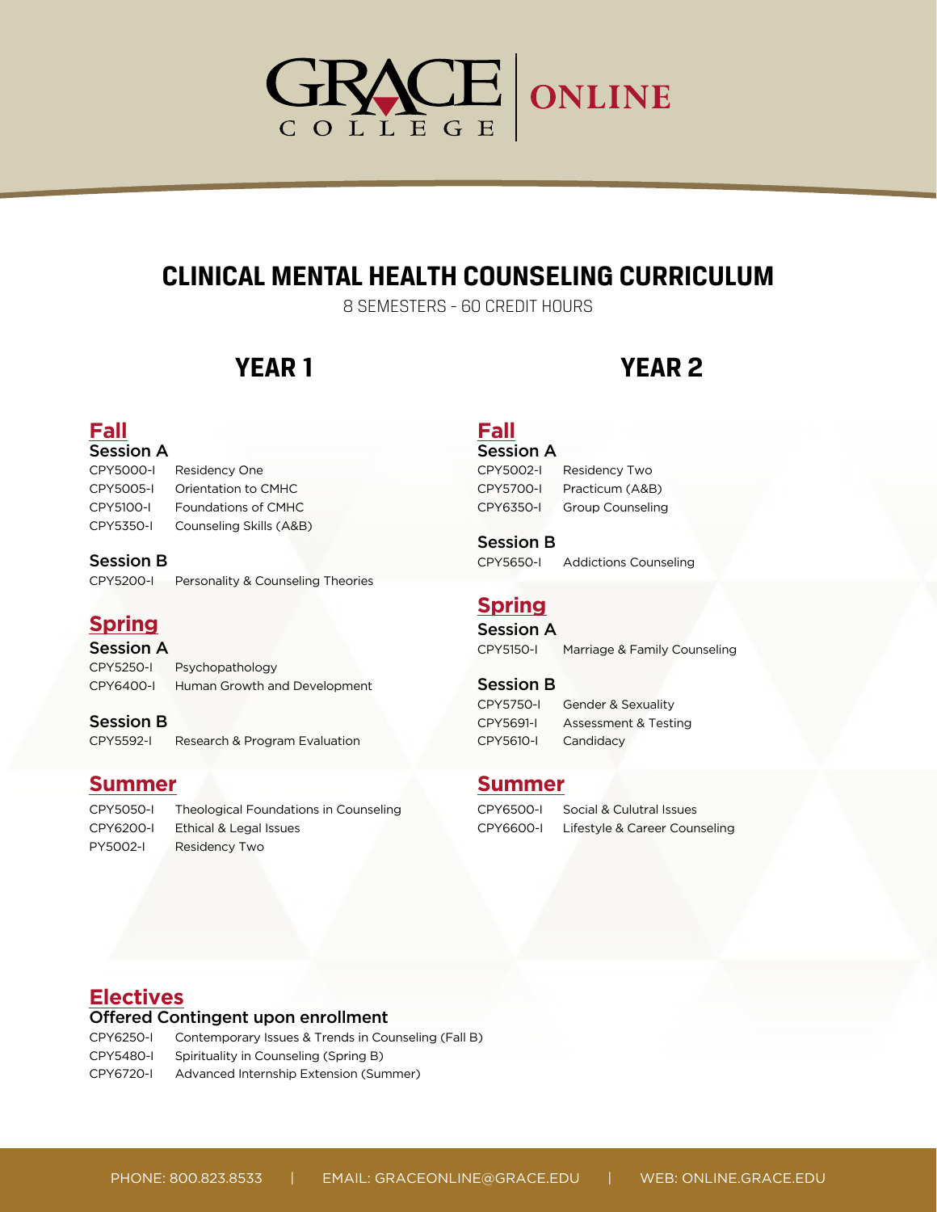GRACE COLLEGE | ONLINE

# CLINICAL MENTAL HEALTH COUNSELING CURRICULUM

8 SEMESTERS - 60 CREDIT HOURS

## YEAR 1

### Fall

**Session A**

| | |
|---|---|
| CPY5000-I | Residency One |
| CPY5005-I | Orientation to CMHC |
| CPY5100-I | Foundations of CMHC |
| CPY5350-I | Counseling Skills (A&B) |

**Session B**

| | |
|---|---|
| CPY5200-I | Personality & Counseling Theories |

### Spring

**Session A**

| | |
|---|---|
| CPY5250-I | Psychopathology |
| CPY6400-I | Human Growth and Development |

**Session B**

| | |
|---|---|
| CPY5592-I | Research & Program Evaluation |

### Summer

| | |
|---|---|
| CPY5050-I | Theological Foundations in Counseling |
| CPY6200-I | Ethical & Legal Issues |
| PY5002-I | Residency Two |

## YEAR 2

### Fall

**Session A**

| | |
|---|---|
| CPY5002-I | Residency Two |
| CPY5700-I | Practicum (A&B) |
| CPY6350-I | Group Counseling |

**Session B**

| | |
|---|---|
| CPY5650-I | Addictions Counseling |

### Spring

**Session A**

| | |
|---|---|
| CPY5150-I | Marriage & Family Counseling |

**Session B**

| | |
|---|---|
| CPY5750-I | Gender & Sexuality |
| CPY5691-I | Assessment & Testing |
| CPY5610-I | Candidacy |

### Summer

| | |
|---|---|
| CPY6500-I | Social & Cultutral Issues |
| CPY6600-I | Lifestyle & Career Counseling |

### Electives

**Offered Contingent upon enrollment**

| | |
|---|---|
| CPY6250-I | Contemporary Issues & Trends in Counseling (Fall B) |
| CPY5480-I | Spirituality in Counseling (Spring B) |
| CPY6720-I | Advanced Internship Extension (Summer) |

PHONE: 800.823.8533 | EMAIL: GRACEONLINE@GRACE.EDU | WEB: ONLINE.GRACE.EDU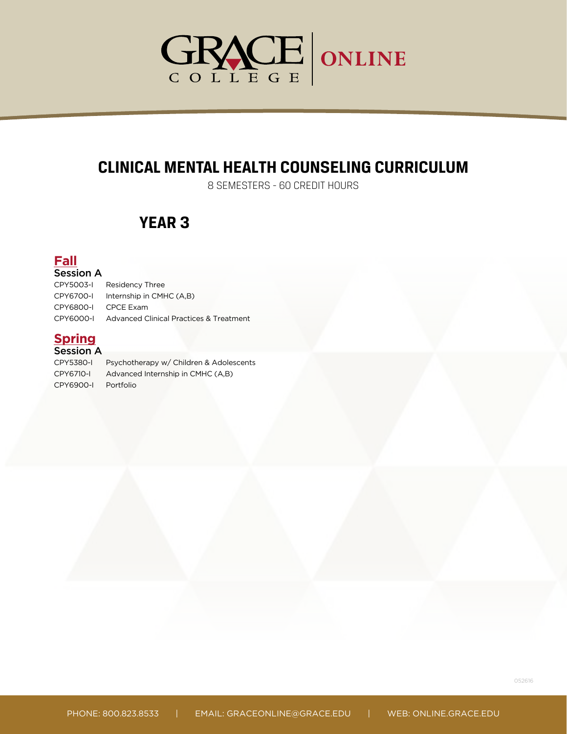# CLINICAL MENTAL HEALTH COUNSELING CURRICULUM

8 SEMESTERS - 60 CREDIT HOURS

## YEAR 3

### Fall

**Session A**

| | |
|---|---|
| CPY5003-I | Residency Three |
| CPY6700-I | Internship in CMHC (A,B) |
| CPY6800-I | CPCE Exam |
| CPY6000-I | Advanced Clinical Practices & Treatment |

### Spring

**Session A**

| | |
|---|---|
| CPY5380-I | Psychotherapy w/ Children & Adolescents |
| CPY6710-I | Advanced Internship in CMHC (A,B) |
| CPY6900-I | Portfolio |

052616

PHONE: 800.823.8533 | EMAIL: GRACEONLINE@GRACE.EDU | WEB: ONLINE.GRACE.EDU